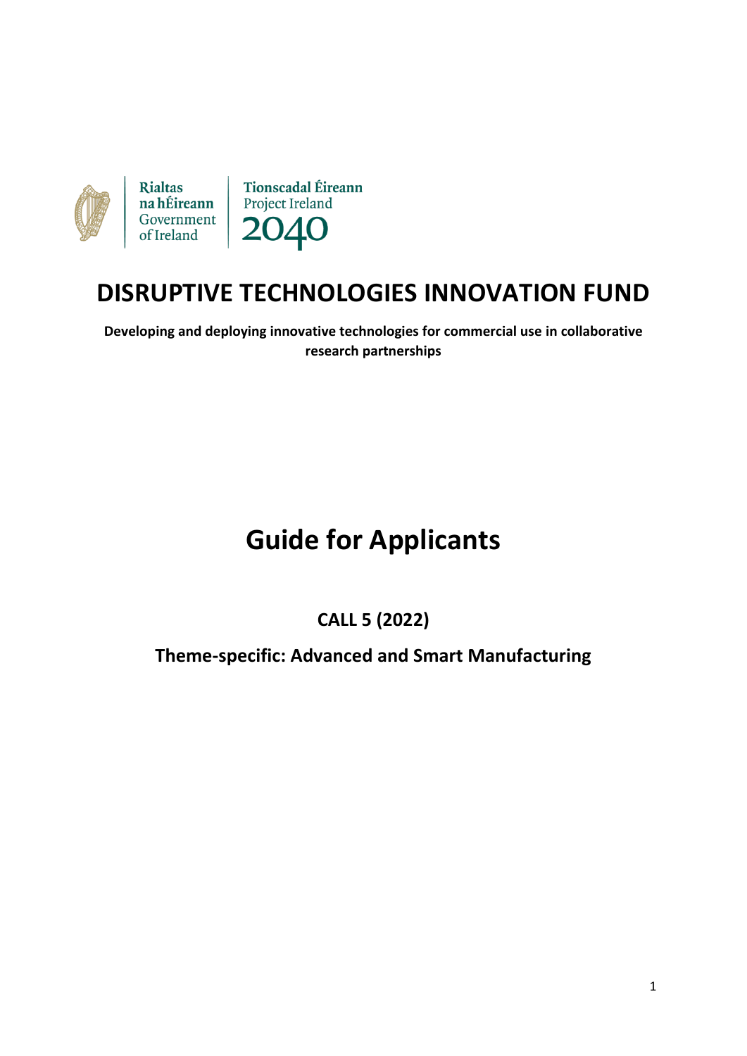Rialtas na hÉireann
Government of Ireland

Tionscadal Éireann
Project Ireland
2040

# DISRUPTIVE TECHNOLOGIES INNOVATION FUND

**Developing and deploying innovative technologies for commercial use in collaborative research partnerships**

# Guide for Applicants

## CALL 5 (2022)

## Theme-specific: Advanced and Smart Manufacturing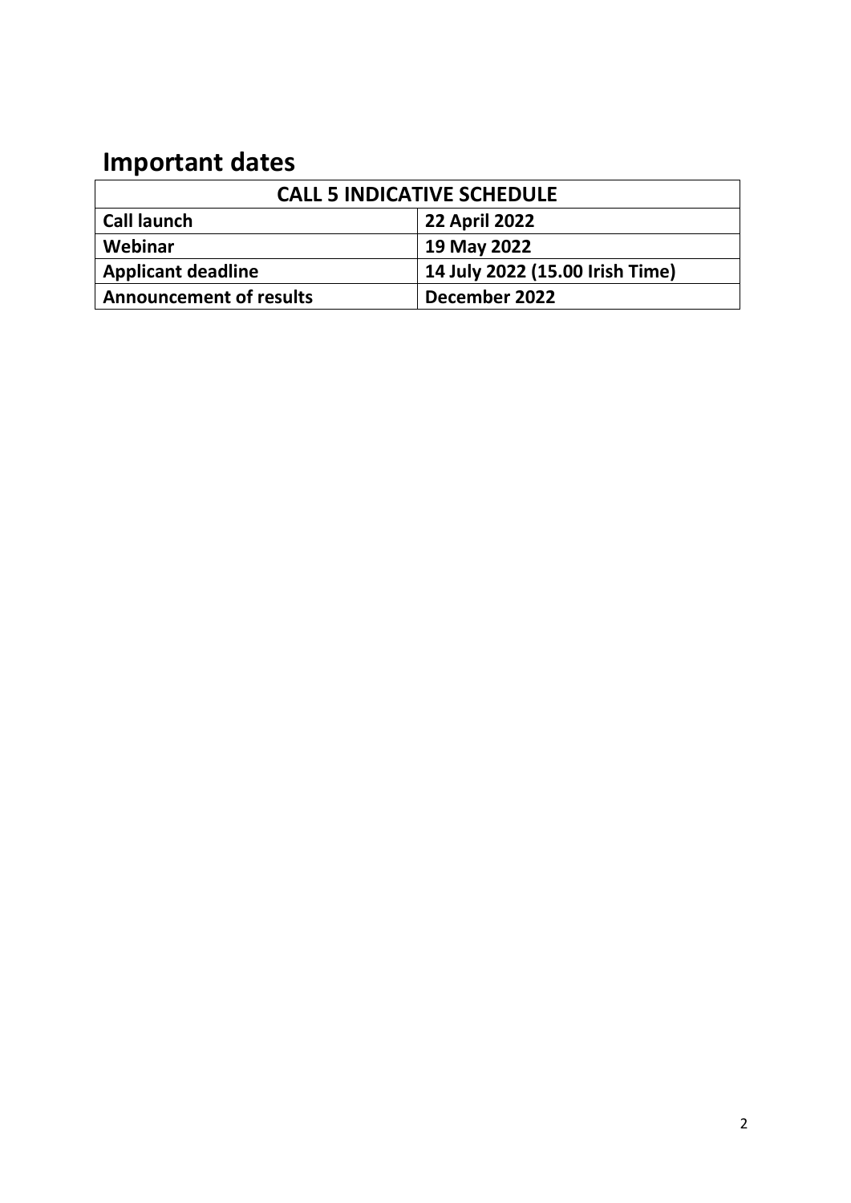# Important dates

| CALL 5 INDICATIVE SCHEDULE | |
|---|---|
| **Call launch** | **22 April 2022** |
| **Webinar** | **19 May 2022** |
| **Applicant deadline** | **14 July 2022 (15.00 Irish Time)** |
| **Announcement of results** | **December 2022** |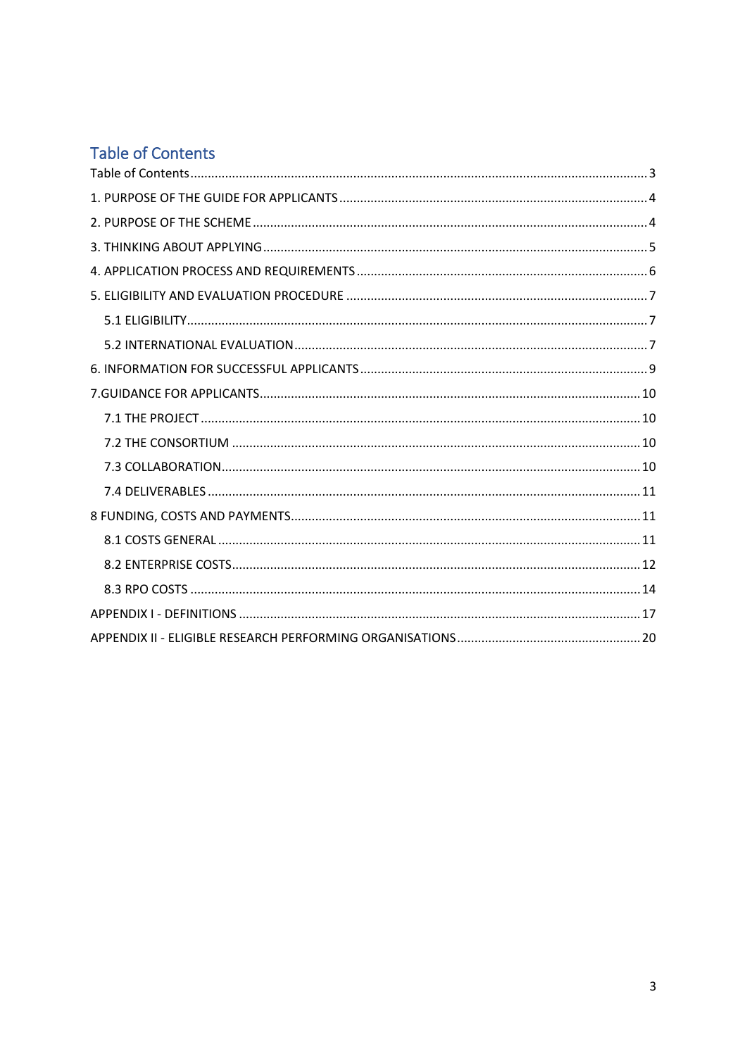## Table of Contents

Table of Contents ....... 3

1. PURPOSE OF THE GUIDE FOR APPLICANTS ....... 4

2. PURPOSE OF THE SCHEME ....... 4

3. THINKING ABOUT APPLYING ....... 5

4. APPLICATION PROCESS AND REQUIREMENTS ....... 6

5. ELIGIBILITY AND EVALUATION PROCEDURE ....... 7

    5.1 ELIGIBILITY ....... 7

    5.2 INTERNATIONAL EVALUATION ....... 7

6. INFORMATION FOR SUCCESSFUL APPLICANTS ....... 9

7.GUIDANCE FOR APPLICANTS ....... 10

    7.1 THE PROJECT ....... 10

    7.2 THE CONSORTIUM ....... 10

    7.3 COLLABORATION ....... 10

    7.4 DELIVERABLES ....... 11

8 FUNDING, COSTS AND PAYMENTS ....... 11

    8.1 COSTS GENERAL ....... 11

    8.2 ENTERPRISE COSTS ....... 12

    8.3 RPO COSTS ....... 14

APPENDIX I - DEFINITIONS ....... 17

APPENDIX II - ELIGIBLE RESEARCH PERFORMING ORGANISATIONS ....... 20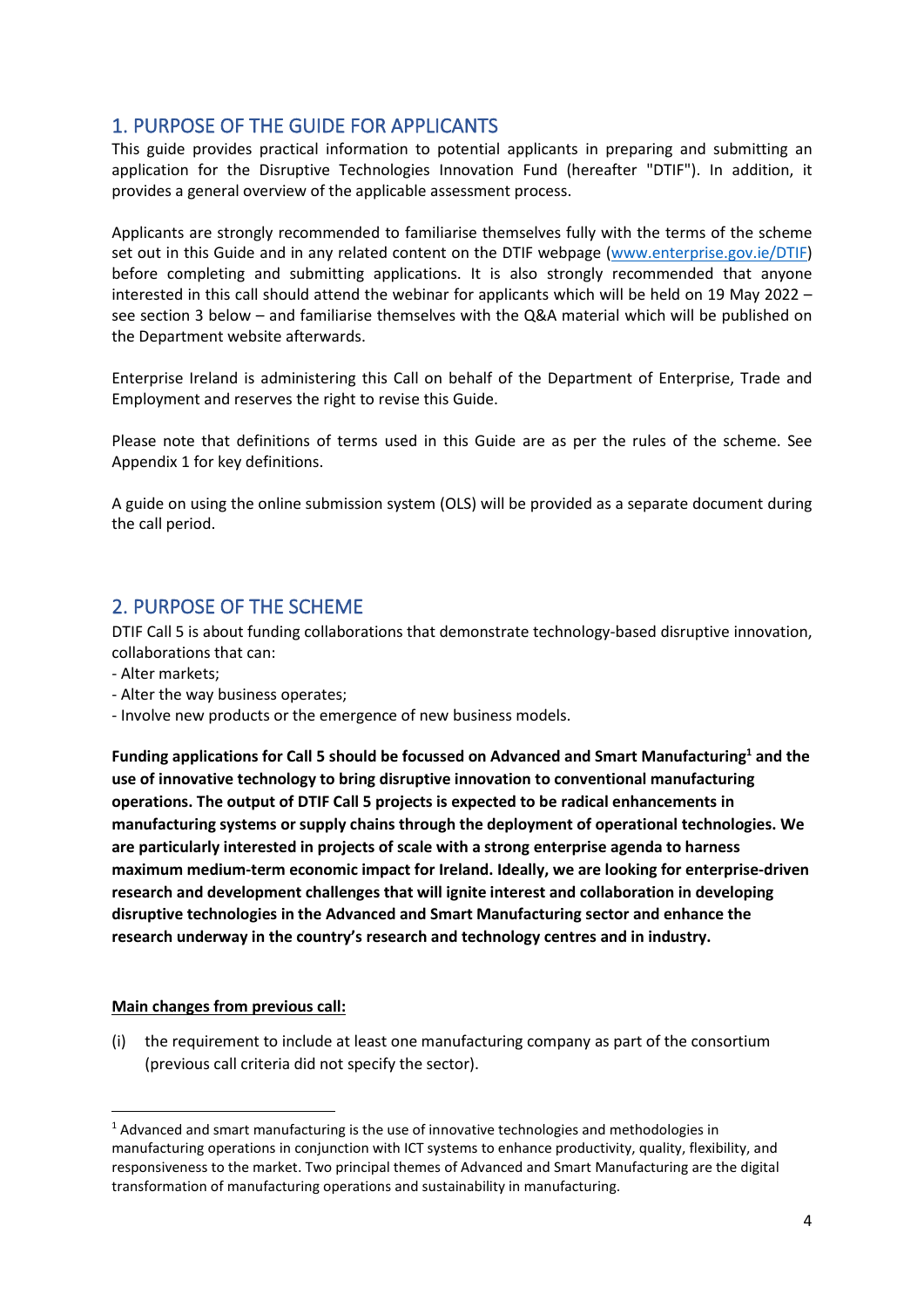## 1. PURPOSE OF THE GUIDE FOR APPLICANTS

This guide provides practical information to potential applicants in preparing and submitting an application for the Disruptive Technologies Innovation Fund (hereafter "DTIF"). In addition, it provides a general overview of the applicable assessment process.

Applicants are strongly recommended to familiarise themselves fully with the terms of the scheme set out in this Guide and in any related content on the DTIF webpage ([www.enterprise.gov.ie/DTIF](www.enterprise.gov.ie/DTIF)) before completing and submitting applications. It is also strongly recommended that anyone interested in this call should attend the webinar for applicants which will be held on 19 May 2022 – see section 3 below – and familiarise themselves with the Q&A material which will be published on the Department website afterwards.

Enterprise Ireland is administering this Call on behalf of the Department of Enterprise, Trade and Employment and reserves the right to revise this Guide.

Please note that definitions of terms used in this Guide are as per the rules of the scheme. See Appendix 1 for key definitions.

A guide on using the online submission system (OLS) will be provided as a separate document during the call period.

## 2. PURPOSE OF THE SCHEME

DTIF Call 5 is about funding collaborations that demonstrate technology-based disruptive innovation, collaborations that can:

- Alter markets;
- Alter the way business operates;
- Involve new products or the emergence of new business models.

**Funding applications for Call 5 should be focussed on Advanced and Smart Manufacturing[1] and the use of innovative technology to bring disruptive innovation to conventional manufacturing operations. The output of DTIF Call 5 projects is expected to be radical enhancements in manufacturing systems or supply chains through the deployment of operational technologies. We are particularly interested in projects of scale with a strong enterprise agenda to harness maximum medium-term economic impact for Ireland. Ideally, we are looking for enterprise-driven research and development challenges that will ignite interest and collaboration in developing disruptive technologies in the Advanced and Smart Manufacturing sector and enhance the research underway in the country's research and technology centres and in industry.**

**Main changes from previous call:**

(i) the requirement to include at least one manufacturing company as part of the consortium (previous call criteria did not specify the sector).

---

[1] Advanced and smart manufacturing is the use of innovative technologies and methodologies in manufacturing operations in conjunction with ICT systems to enhance productivity, quality, flexibility, and responsiveness to the market. Two principal themes of Advanced and Smart Manufacturing are the digital transformation of manufacturing operations and sustainability in manufacturing.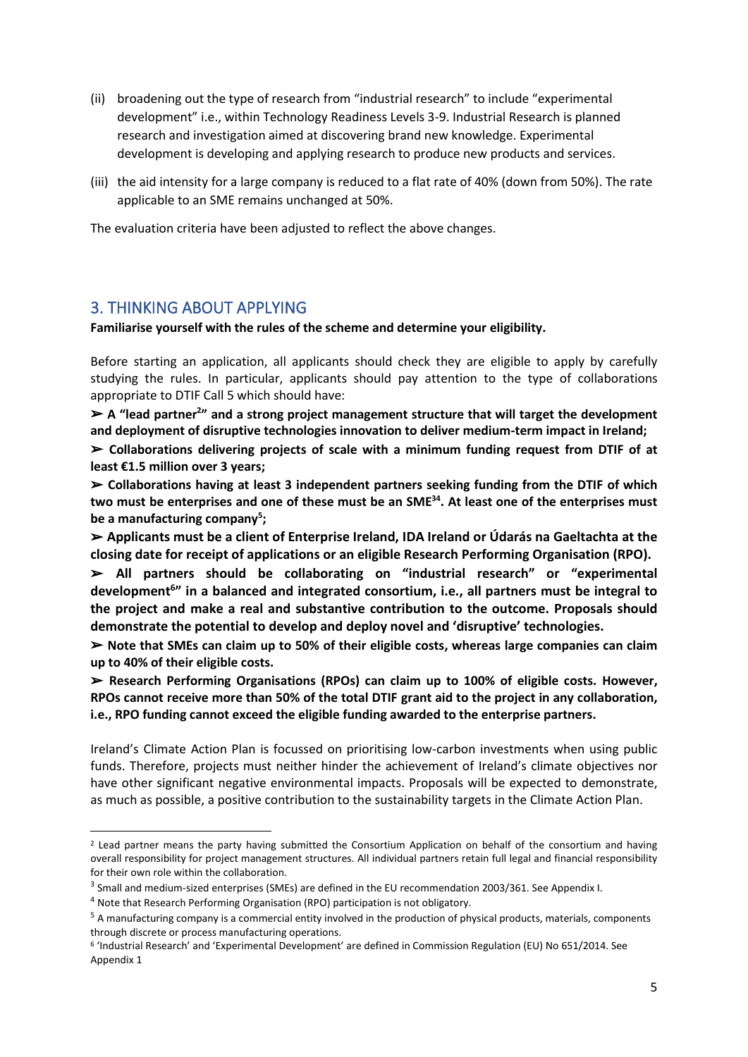(ii) broadening out the type of research from "industrial research" to include "experimental development" i.e., within Technology Readiness Levels 3-9. Industrial Research is planned research and investigation aimed at discovering brand new knowledge. Experimental development is developing and applying research to produce new products and services.

(iii) the aid intensity for a large company is reduced to a flat rate of 40% (down from 50%). The rate applicable to an SME remains unchanged at 50%.

The evaluation criteria have been adjusted to reflect the above changes.

## 3. THINKING ABOUT APPLYING

**Familiarise yourself with the rules of the scheme and determine your eligibility.**

Before starting an application, all applicants should check they are eligible to apply by carefully studying the rules. In particular, applicants should pay attention to the type of collaborations appropriate to DTIF Call 5 which should have:

➢ **A "lead partner[2]" and a strong project management structure that will target the development and deployment of disruptive technologies innovation to deliver medium-term impact in Ireland;**

➢ **Collaborations delivering projects of scale with a minimum funding request from DTIF of at least €1.5 million over 3 years;**

➢ **Collaborations having at least 3 independent partners seeking funding from the DTIF of which two must be enterprises and one of these must be an SME[34]. At least one of the enterprises must be a manufacturing company[5];**

➢ **Applicants must be a client of Enterprise Ireland, IDA Ireland or Údarás na Gaeltachta at the closing date for receipt of applications or an eligible Research Performing Organisation (RPO).**

➢ **All partners should be collaborating on "industrial research" or "experimental development[6]" in a balanced and integrated consortium, i.e., all partners must be integral to the project and make a real and substantive contribution to the outcome. Proposals should demonstrate the potential to develop and deploy novel and 'disruptive' technologies.**

➢ **Note that SMEs can claim up to 50% of their eligible costs, whereas large companies can claim up to 40% of their eligible costs.**

➢ **Research Performing Organisations (RPOs) can claim up to 100% of eligible costs. However, RPOs cannot receive more than 50% of the total DTIF grant aid to the project in any collaboration, i.e., RPO funding cannot exceed the eligible funding awarded to the enterprise partners.**

Ireland's Climate Action Plan is focussed on prioritising low-carbon investments when using public funds. Therefore, projects must neither hinder the achievement of Ireland's climate objectives nor have other significant negative environmental impacts. Proposals will be expected to demonstrate, as much as possible, a positive contribution to the sustainability targets in the Climate Action Plan.

---

[2] Lead partner means the party having submitted the Consortium Application on behalf of the consortium and having overall responsibility for project management structures. All individual partners retain full legal and financial responsibility for their own role within the collaboration.

[3] Small and medium-sized enterprises (SMEs) are defined in the EU recommendation 2003/361. See Appendix I.

[4] Note that Research Performing Organisation (RPO) participation is not obligatory.

[5] A manufacturing company is a commercial entity involved in the production of physical products, materials, components through discrete or process manufacturing operations.

[6] 'Industrial Research' and 'Experimental Development' are defined in Commission Regulation (EU) No 651/2014. See Appendix 1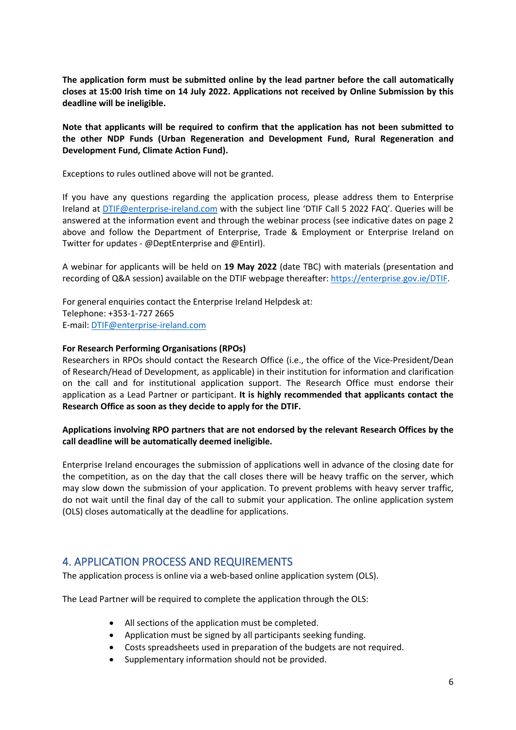**The application form must be submitted online by the lead partner before the call automatically closes at 15:00 Irish time on 14 July 2022. Applications not received by Online Submission by this deadline will be ineligible.**

**Note that applicants will be required to confirm that the application has not been submitted to the other NDP Funds (Urban Regeneration and Development Fund, Rural Regeneration and Development Fund, Climate Action Fund).**

Exceptions to rules outlined above will not be granted.

If you have any questions regarding the application process, please address them to Enterprise Ireland at [DTIF@enterprise-ireland.com](mailto:DTIF@enterprise-ireland.com) with the subject line 'DTIF Call 5 2022 FAQ'. Queries will be answered at the information event and through the webinar process (see indicative dates on page 2 above and follow the Department of Enterprise, Trade & Employment or Enterprise Ireland on Twitter for updates - @DeptEnterprise and @Entirl).

A webinar for applicants will be held on **19 May 2022** (date TBC) with materials (presentation and recording of Q&A session) available on the DTIF webpage thereafter: [https://enterprise.gov.ie/DTIF](https://enterprise.gov.ie/DTIF).

For general enquiries contact the Enterprise Ireland Helpdesk at:
Telephone: +353-1-727 2665
E-mail: [DTIF@enterprise-ireland.com](mailto:DTIF@enterprise-ireland.com)

**For Research Performing Organisations (RPOs)**
Researchers in RPOs should contact the Research Office (i.e., the office of the Vice-President/Dean of Research/Head of Development, as applicable) in their institution for information and clarification on the call and for institutional application support. The Research Office must endorse their application as a Lead Partner or participant. **It is highly recommended that applicants contact the Research Office as soon as they decide to apply for the DTIF.**

**Applications involving RPO partners that are not endorsed by the relevant Research Offices by the call deadline will be automatically deemed ineligible.**

Enterprise Ireland encourages the submission of applications well in advance of the closing date for the competition, as on the day that the call closes there will be heavy traffic on the server, which may slow down the submission of your application. To prevent problems with heavy server traffic, do not wait until the final day of the call to submit your application. The online application system (OLS) closes automatically at the deadline for applications.

## 4. APPLICATION PROCESS AND REQUIREMENTS

The application process is online via a web-based online application system (OLS).

The Lead Partner will be required to complete the application through the OLS:

- All sections of the application must be completed.
- Application must be signed by all participants seeking funding.
- Costs spreadsheets used in preparation of the budgets are not required.
- Supplementary information should not be provided.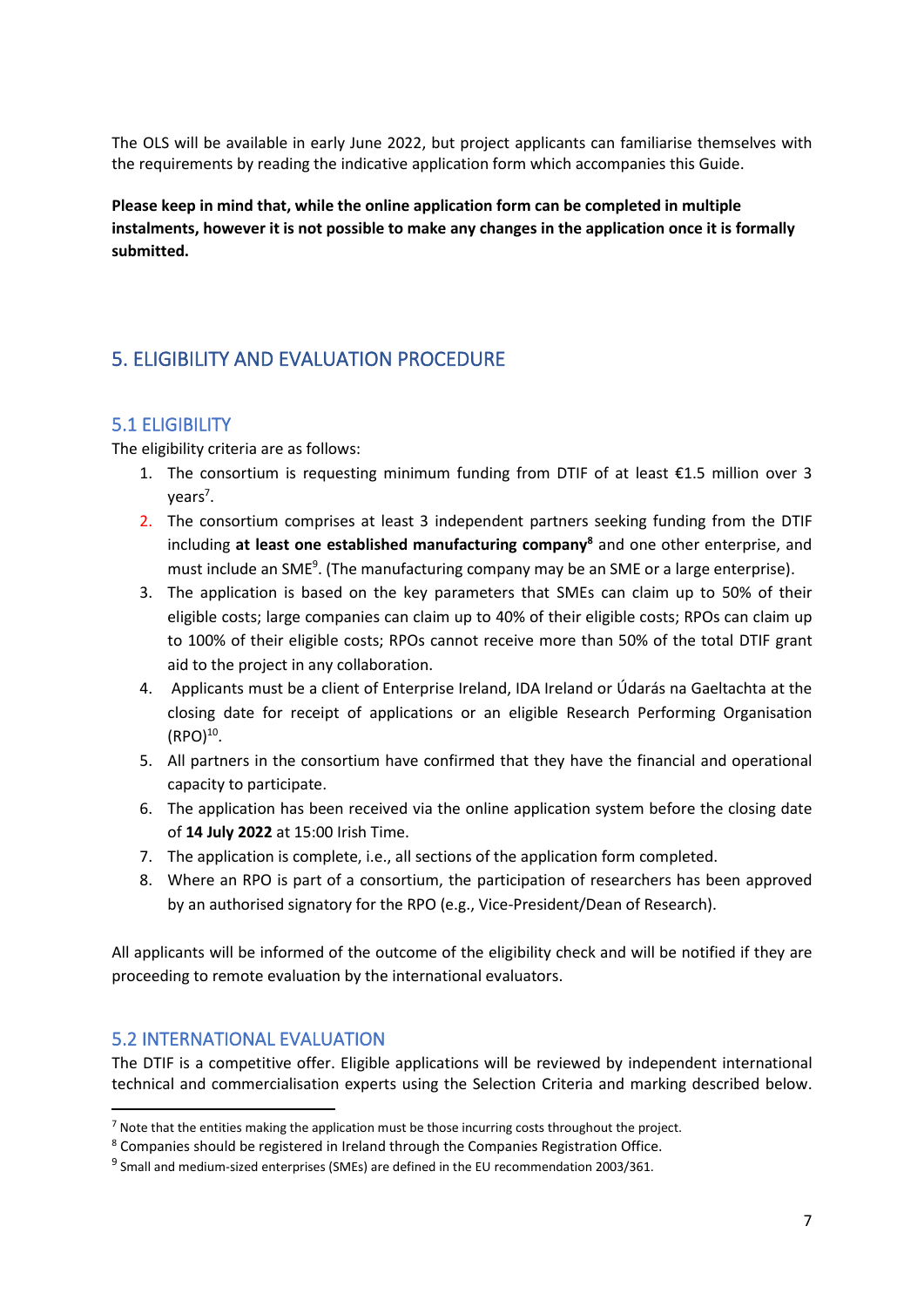The OLS will be available in early June 2022, but project applicants can familiarise themselves with the requirements by reading the indicative application form which accompanies this Guide.

**Please keep in mind that, while the online application form can be completed in multiple instalments, however it is not possible to make any changes in the application once it is formally submitted.**

## 5. ELIGIBILITY AND EVALUATION PROCEDURE

### 5.1 ELIGIBILITY

The eligibility criteria are as follows:

1. The consortium is requesting minimum funding from DTIF of at least €1.5 million over 3 years[7].
2. The consortium comprises at least 3 independent partners seeking funding from the DTIF including **at least one established manufacturing company[8]** and one other enterprise, and must include an SME[9]. (The manufacturing company may be an SME or a large enterprise).
3. The application is based on the key parameters that SMEs can claim up to 50% of their eligible costs; large companies can claim up to 40% of their eligible costs; RPOs can claim up to 100% of their eligible costs; RPOs cannot receive more than 50% of the total DTIF grant aid to the project in any collaboration.
4. Applicants must be a client of Enterprise Ireland, IDA Ireland or Údarás na Gaeltachta at the closing date for receipt of applications or an eligible Research Performing Organisation (RPO)[10].
5. All partners in the consortium have confirmed that they have the financial and operational capacity to participate.
6. The application has been received via the online application system before the closing date of **14 July 2022** at 15:00 Irish Time.
7. The application is complete, i.e., all sections of the application form completed.
8. Where an RPO is part of a consortium, the participation of researchers has been approved by an authorised signatory for the RPO (e.g., Vice-President/Dean of Research).

All applicants will be informed of the outcome of the eligibility check and will be notified if they are proceeding to remote evaluation by the international evaluators.

### 5.2 INTERNATIONAL EVALUATION

The DTIF is a competitive offer. Eligible applications will be reviewed by independent international technical and commercialisation experts using the Selection Criteria and marking described below.

---

[7] Note that the entities making the application must be those incurring costs throughout the project.

[8] Companies should be registered in Ireland through the Companies Registration Office.

[9] Small and medium-sized enterprises (SMEs) are defined in the EU recommendation 2003/361.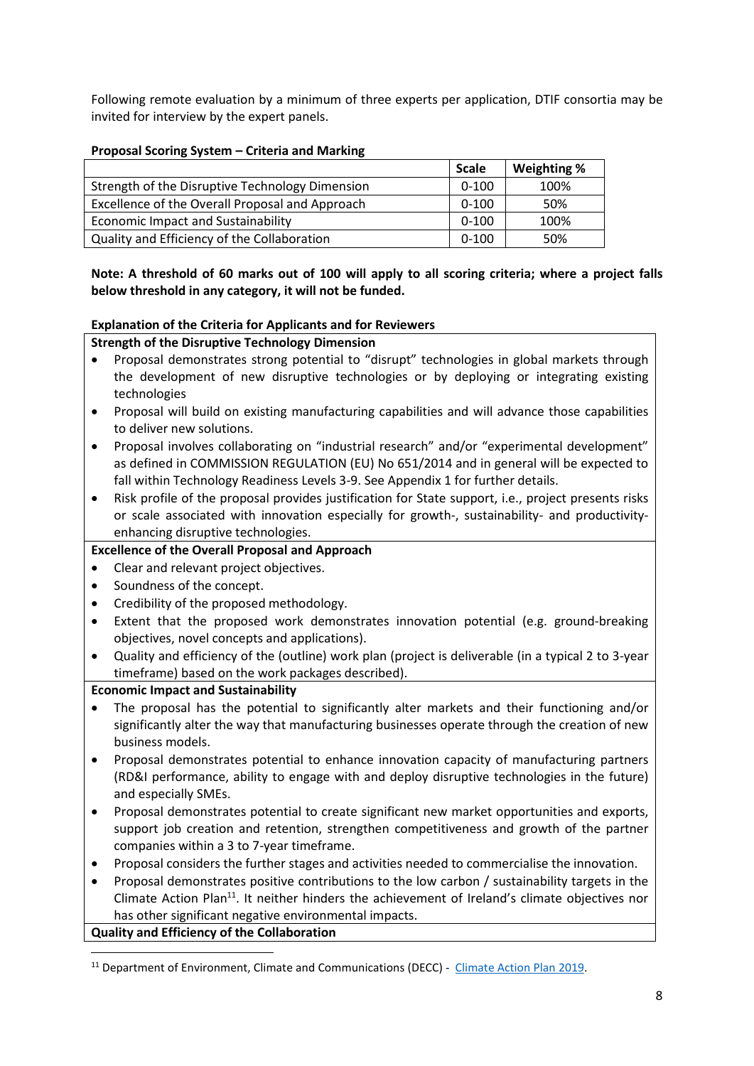Following remote evaluation by a minimum of three experts per application, DTIF consortia may be invited for interview by the expert panels.

**Proposal Scoring System – Criteria and Marking**

| | Scale | Weighting % |
|---|---|---|
| Strength of the Disruptive Technology Dimension | 0-100 | 100% |
| Excellence of the Overall Proposal and Approach | 0-100 | 50% |
| Economic Impact and Sustainability | 0-100 | 100% |
| Quality and Efficiency of the Collaboration | 0-100 | 50% |

**Note: A threshold of 60 marks out of 100 will apply to all scoring criteria; where a project falls below threshold in any category, it will not be funded.**

**Explanation of the Criteria for Applicants and for Reviewers**

**Strength of the Disruptive Technology Dimension**

- Proposal demonstrates strong potential to "disrupt" technologies in global markets through the development of new disruptive technologies or by deploying or integrating existing technologies
- Proposal will build on existing manufacturing capabilities and will advance those capabilities to deliver new solutions.
- Proposal involves collaborating on "industrial research" and/or "experimental development" as defined in COMMISSION REGULATION (EU) No 651/2014 and in general will be expected to fall within Technology Readiness Levels 3-9. See Appendix 1 for further details.
- Risk profile of the proposal provides justification for State support, i.e., project presents risks or scale associated with innovation especially for growth-, sustainability- and productivity-enhancing disruptive technologies.

**Excellence of the Overall Proposal and Approach**

- Clear and relevant project objectives.
- Soundness of the concept.
- Credibility of the proposed methodology.
- Extent that the proposed work demonstrates innovation potential (e.g. ground-breaking objectives, novel concepts and applications).
- Quality and efficiency of the (outline) work plan (project is deliverable (in a typical 2 to 3-year timeframe) based on the work packages described).

**Economic Impact and Sustainability**

- The proposal has the potential to significantly alter markets and their functioning and/or significantly alter the way that manufacturing businesses operate through the creation of new business models.
- Proposal demonstrates potential to enhance innovation capacity of manufacturing partners (RD&I performance, ability to engage with and deploy disruptive technologies in the future) and especially SMEs.
- Proposal demonstrates potential to create significant new market opportunities and exports, support job creation and retention, strengthen competitiveness and growth of the partner companies within a 3 to 7-year timeframe.
- Proposal considers the further stages and activities needed to commercialise the innovation.
- Proposal demonstrates positive contributions to the low carbon / sustainability targets in the Climate Action Plan[11]. It neither hinders the achievement of Ireland's climate objectives nor has other significant negative environmental impacts.

**Quality and Efficiency of the Collaboration**

[11] Department of Environment, Climate and Communications (DECC) - Climate Action Plan 2019.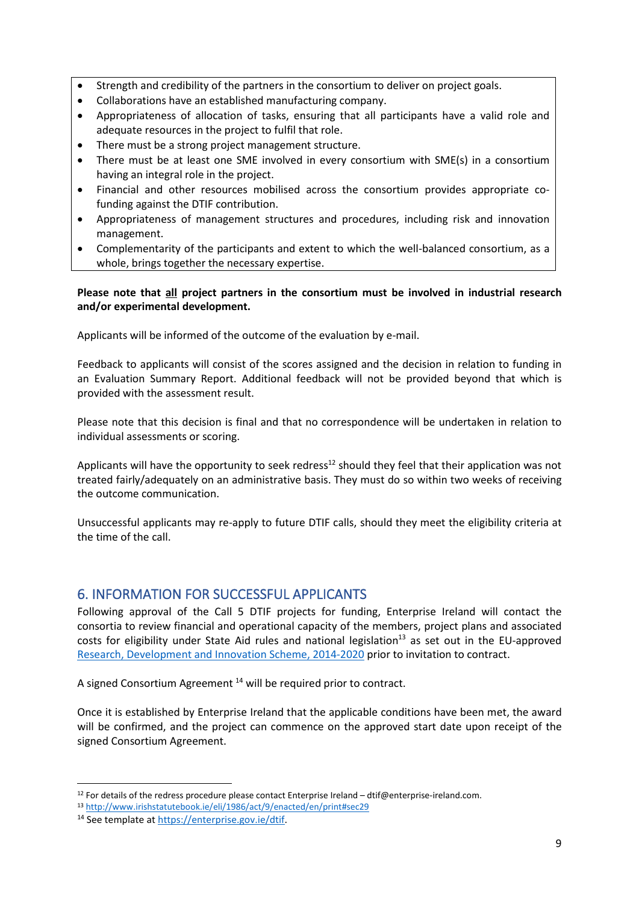- Strength and credibility of the partners in the consortium to deliver on project goals.
- Collaborations have an established manufacturing company.
- Appropriateness of allocation of tasks, ensuring that all participants have a valid role and adequate resources in the project to fulfil that role.
- There must be a strong project management structure.
- There must be at least one SME involved in every consortium with SME(s) in a consortium having an integral role in the project.
- Financial and other resources mobilised across the consortium provides appropriate co-funding against the DTIF contribution.
- Appropriateness of management structures and procedures, including risk and innovation management.
- Complementarity of the participants and extent to which the well-balanced consortium, as a whole, brings together the necessary expertise.

**Please note that <u>all</u> project partners in the consortium must be involved in industrial research and/or experimental development.**

Applicants will be informed of the outcome of the evaluation by e-mail.

Feedback to applicants will consist of the scores assigned and the decision in relation to funding in an Evaluation Summary Report. Additional feedback will not be provided beyond that which is provided with the assessment result.

Please note that this decision is final and that no correspondence will be undertaken in relation to individual assessments or scoring.

Applicants will have the opportunity to seek redress[12] should they feel that their application was not treated fairly/adequately on an administrative basis. They must do so within two weeks of receiving the outcome communication.

Unsuccessful applicants may re-apply to future DTIF calls, should they meet the eligibility criteria at the time of the call.

## 6. INFORMATION FOR SUCCESSFUL APPLICANTS

Following approval of the Call 5 DTIF projects for funding, Enterprise Ireland will contact the consortia to review financial and operational capacity of the members, project plans and associated costs for eligibility under State Aid rules and national legislation[13] as set out in the EU-approved [Research, Development and Innovation Scheme, 2014-2020](#) prior to invitation to contract.

A signed Consortium Agreement [14] will be required prior to contract.

Once it is established by Enterprise Ireland that the applicable conditions have been met, the award will be confirmed, and the project can commence on the approved start date upon receipt of the signed Consortium Agreement.

---

[12] For details of the redress procedure please contact Enterprise Ireland – dtif@enterprise-ireland.com.

[13] http://www.irishstatutebook.ie/eli/1986/act/9/enacted/en/print#sec29

[14] See template at https://enterprise.gov.ie/dtif.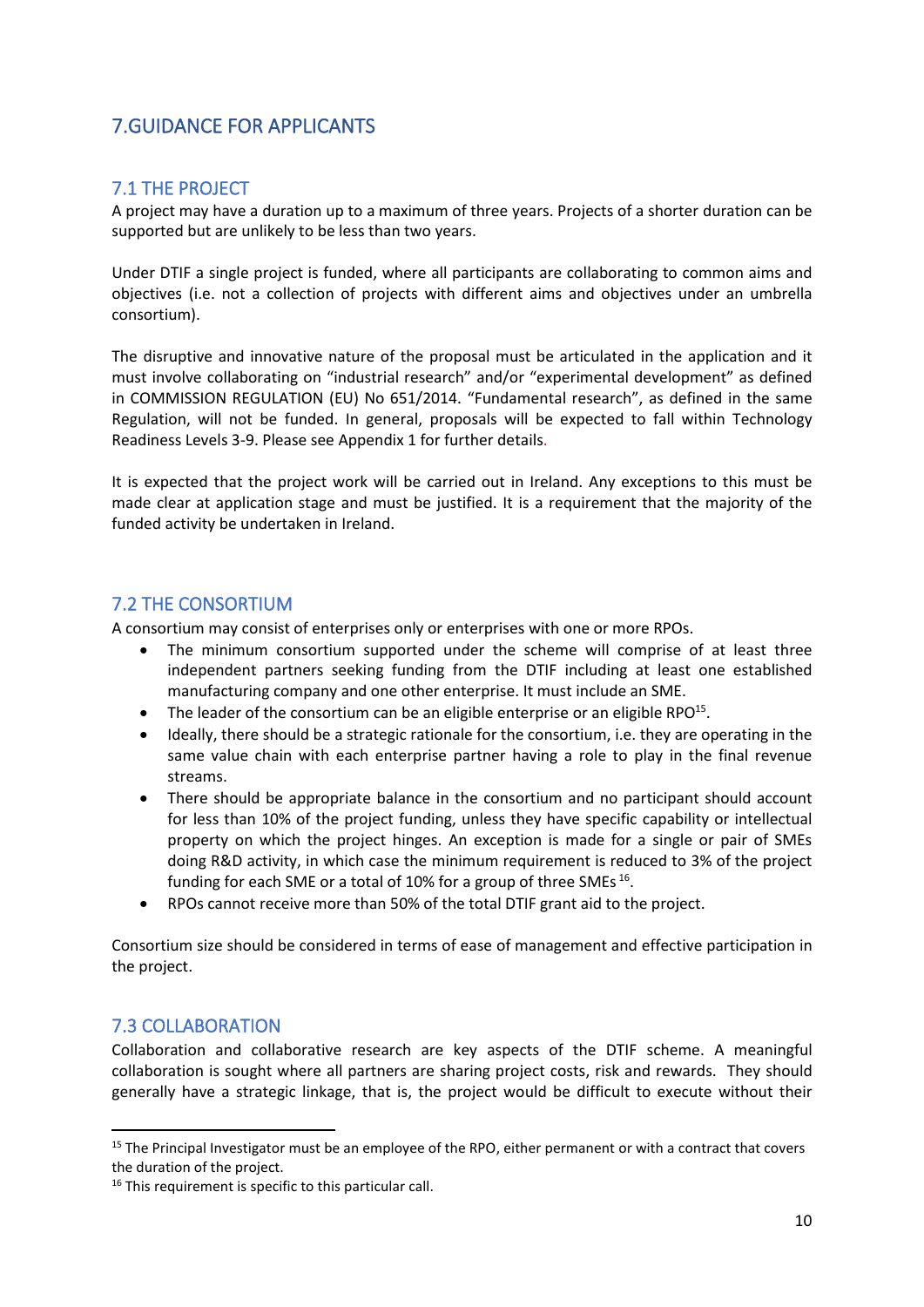# 7.GUIDANCE FOR APPLICANTS

## 7.1 THE PROJECT

A project may have a duration up to a maximum of three years. Projects of a shorter duration can be supported but are unlikely to be less than two years.

Under DTIF a single project is funded, where all participants are collaborating to common aims and objectives (i.e. not a collection of projects with different aims and objectives under an umbrella consortium).

The disruptive and innovative nature of the proposal must be articulated in the application and it must involve collaborating on "industrial research" and/or "experimental development" as defined in COMMISSION REGULATION (EU) No 651/2014. "Fundamental research", as defined in the same Regulation, will not be funded. In general, proposals will be expected to fall within Technology Readiness Levels 3-9. Please see Appendix 1 for further details.

It is expected that the project work will be carried out in Ireland. Any exceptions to this must be made clear at application stage and must be justified. It is a requirement that the majority of the funded activity be undertaken in Ireland.

## 7.2 THE CONSORTIUM

A consortium may consist of enterprises only or enterprises with one or more RPOs.

- The minimum consortium supported under the scheme will comprise of at least three independent partners seeking funding from the DTIF including at least one established manufacturing company and one other enterprise. It must include an SME.
- The leader of the consortium can be an eligible enterprise or an eligible RPO[15].
- Ideally, there should be a strategic rationale for the consortium, i.e. they are operating in the same value chain with each enterprise partner having a role to play in the final revenue streams.
- There should be appropriate balance in the consortium and no participant should account for less than 10% of the project funding, unless they have specific capability or intellectual property on which the project hinges. An exception is made for a single or pair of SMEs doing R&D activity, in which case the minimum requirement is reduced to 3% of the project funding for each SME or a total of 10% for a group of three SMEs[16].
- RPOs cannot receive more than 50% of the total DTIF grant aid to the project.

Consortium size should be considered in terms of ease of management and effective participation in the project.

## 7.3 COLLABORATION

Collaboration and collaborative research are key aspects of the DTIF scheme. A meaningful collaboration is sought where all partners are sharing project costs, risk and rewards. They should generally have a strategic linkage, that is, the project would be difficult to execute without their

---

[15] The Principal Investigator must be an employee of the RPO, either permanent or with a contract that covers the duration of the project.

[16] This requirement is specific to this particular call.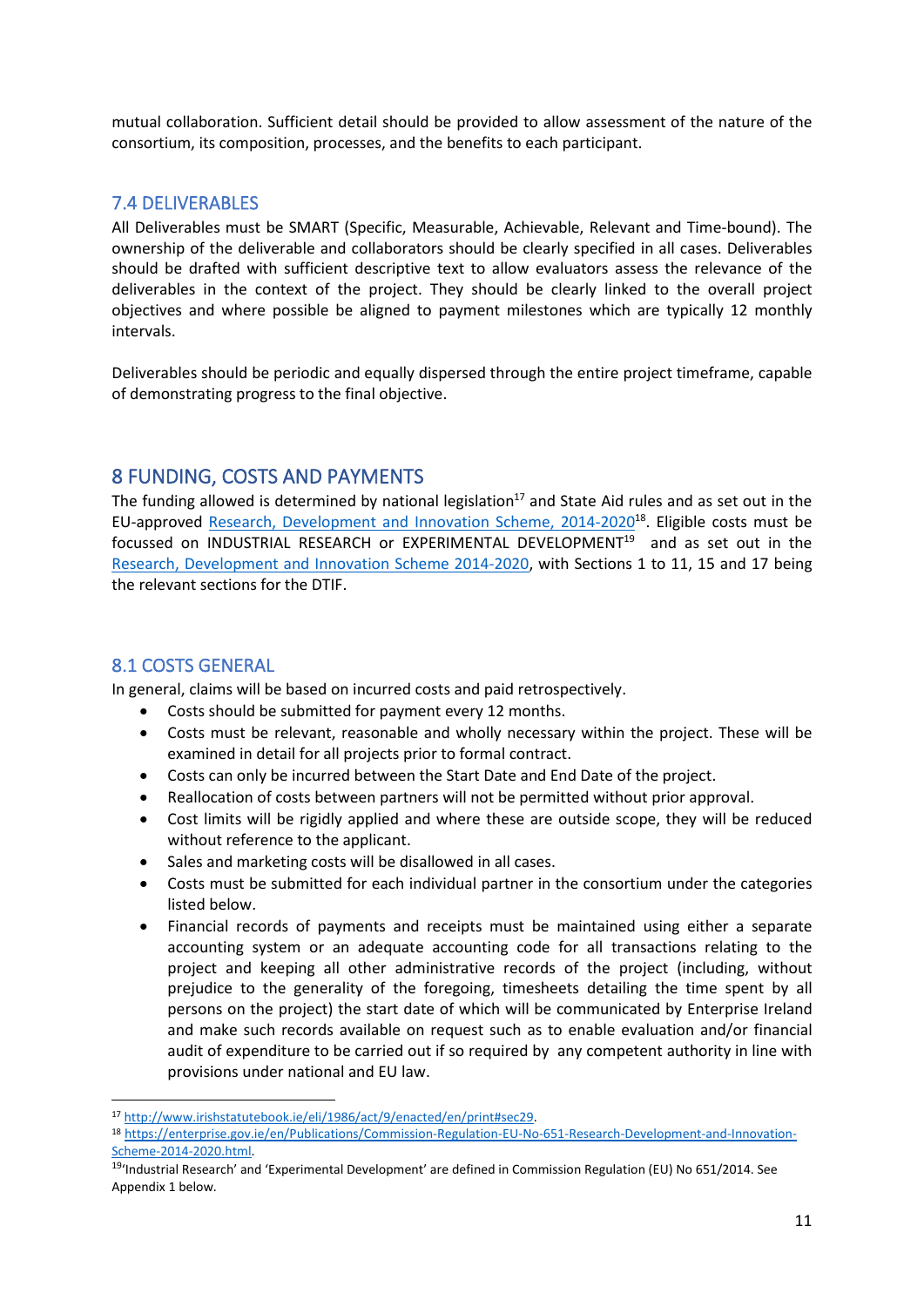mutual collaboration. Sufficient detail should be provided to allow assessment of the nature of the consortium, its composition, processes, and the benefits to each participant.

## 7.4 DELIVERABLES

All Deliverables must be SMART (Specific, Measurable, Achievable, Relevant and Time-bound). The ownership of the deliverable and collaborators should be clearly specified in all cases. Deliverables should be drafted with sufficient descriptive text to allow evaluators assess the relevance of the deliverables in the context of the project. They should be clearly linked to the overall project objectives and where possible be aligned to payment milestones which are typically 12 monthly intervals.

Deliverables should be periodic and equally dispersed through the entire project timeframe, capable of demonstrating progress to the final objective.

# 8 FUNDING, COSTS AND PAYMENTS

The funding allowed is determined by national legislation[17] and State Aid rules and as set out in the EU-approved [Research, Development and Innovation Scheme, 2014-2020](https://enterprise.gov.ie/en/Publications/Commission-Regulation-EU-No-651-Research-Development-and-Innovation-Scheme-2014-2020.html)[18]. Eligible costs must be focussed on INDUSTRIAL RESEARCH or EXPERIMENTAL DEVELOPMENT[19] and as set out in the Research, Development and Innovation Scheme 2014-2020, with Sections 1 to 11, 15 and 17 being the relevant sections for the DTIF.

## 8.1 COSTS GENERAL

In general, claims will be based on incurred costs and paid retrospectively.

- Costs should be submitted for payment every 12 months.
- Costs must be relevant, reasonable and wholly necessary within the project. These will be examined in detail for all projects prior to formal contract.
- Costs can only be incurred between the Start Date and End Date of the project.
- Reallocation of costs between partners will not be permitted without prior approval.
- Cost limits will be rigidly applied and where these are outside scope, they will be reduced without reference to the applicant.
- Sales and marketing costs will be disallowed in all cases.
- Costs must be submitted for each individual partner in the consortium under the categories listed below.
- Financial records of payments and receipts must be maintained using either a separate accounting system or an adequate accounting code for all transactions relating to the project and keeping all other administrative records of the project (including, without prejudice to the generality of the foregoing, timesheets detailing the time spent by all persons on the project) the start date of which will be communicated by Enterprise Ireland and make such records available on request such as to enable evaluation and/or financial audit of expenditure to be carried out if so required by any competent authority in line with provisions under national and EU law.

---

[17] http://www.irishstatutebook.ie/eli/1986/act/9/enacted/en/print#sec29.

[18] https://enterprise.gov.ie/en/Publications/Commission-Regulation-EU-No-651-Research-Development-and-Innovation-Scheme-2014-2020.html.

[19] 'Industrial Research' and 'Experimental Development' are defined in Commission Regulation (EU) No 651/2014. See Appendix 1 below.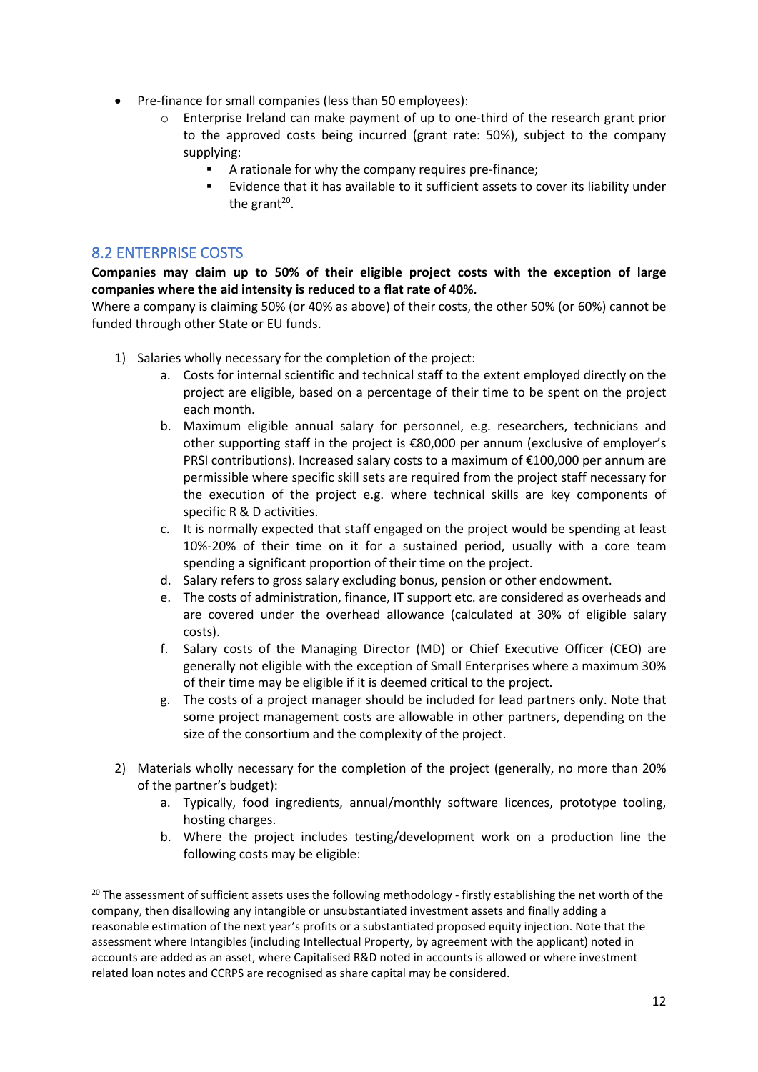- Pre-finance for small companies (less than 50 employees):
  - Enterprise Ireland can make payment of up to one-third of the research grant prior to the approved costs being incurred (grant rate: 50%), subject to the company supplying:
    - A rationale for why the company requires pre-finance;
    - Evidence that it has available to it sufficient assets to cover its liability under the grant[20].

## 8.2 ENTERPRISE COSTS

**Companies may claim up to 50% of their eligible project costs with the exception of large companies where the aid intensity is reduced to a flat rate of 40%.**

Where a company is claiming 50% (or 40% as above) of their costs, the other 50% (or 60%) cannot be funded through other State or EU funds.

1) Salaries wholly necessary for the completion of the project:
   a. Costs for internal scientific and technical staff to the extent employed directly on the project are eligible, based on a percentage of their time to be spent on the project each month.
   b. Maximum eligible annual salary for personnel, e.g. researchers, technicians and other supporting staff in the project is €80,000 per annum (exclusive of employer's PRSI contributions). Increased salary costs to a maximum of €100,000 per annum are permissible where specific skill sets are required from the project staff necessary for the execution of the project e.g. where technical skills are key components of specific R & D activities.
   c. It is normally expected that staff engaged on the project would be spending at least 10%-20% of their time on it for a sustained period, usually with a core team spending a significant proportion of their time on the project.
   d. Salary refers to gross salary excluding bonus, pension or other endowment.
   e. The costs of administration, finance, IT support etc. are considered as overheads and are covered under the overhead allowance (calculated at 30% of eligible salary costs).
   f. Salary costs of the Managing Director (MD) or Chief Executive Officer (CEO) are generally not eligible with the exception of Small Enterprises where a maximum 30% of their time may be eligible if it is deemed critical to the project.
   g. The costs of a project manager should be included for lead partners only. Note that some project management costs are allowable in other partners, depending on the size of the consortium and the complexity of the project.

2) Materials wholly necessary for the completion of the project (generally, no more than 20% of the partner's budget):
   a. Typically, food ingredients, annual/monthly software licences, prototype tooling, hosting charges.
   b. Where the project includes testing/development work on a production line the following costs may be eligible:

---

[20] The assessment of sufficient assets uses the following methodology - firstly establishing the net worth of the company, then disallowing any intangible or unsubstantiated investment assets and finally adding a reasonable estimation of the next year's profits or a substantiated proposed equity injection. Note that the assessment where Intangibles (including Intellectual Property, by agreement with the applicant) noted in accounts are added as an asset, where Capitalised R&D noted in accounts is allowed or where investment related loan notes and CCRPS are recognised as share capital may be considered.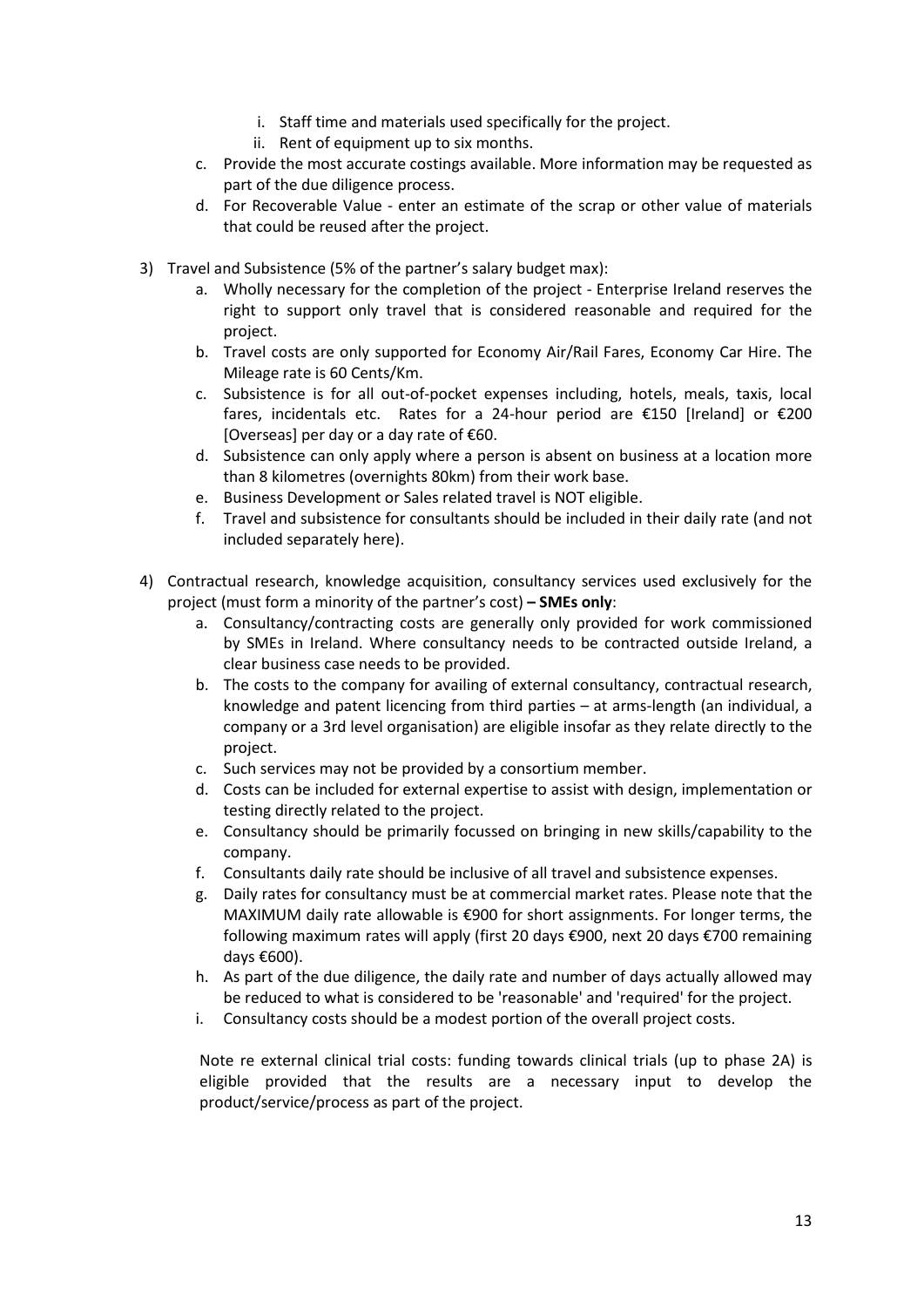i. Staff time and materials used specifically for the project.
    ii. Rent of equipment up to six months.
  c. Provide the most accurate costings available. More information may be requested as part of the due diligence process.
  d. For Recoverable Value - enter an estimate of the scrap or other value of materials that could be reused after the project.

3) Travel and Subsistence (5% of the partner's salary budget max):
    a. Wholly necessary for the completion of the project - Enterprise Ireland reserves the right to support only travel that is considered reasonable and required for the project.
    b. Travel costs are only supported for Economy Air/Rail Fares, Economy Car Hire. The Mileage rate is 60 Cents/Km.
    c. Subsistence is for all out-of-pocket expenses including, hotels, meals, taxis, local fares, incidentals etc. Rates for a 24-hour period are €150 [Ireland] or €200 [Overseas] per day or a day rate of €60.
    d. Subsistence can only apply where a person is absent on business at a location more than 8 kilometres (overnights 80km) from their work base.
    e. Business Development or Sales related travel is NOT eligible.
    f. Travel and subsistence for consultants should be included in their daily rate (and not included separately here).

4) Contractual research, knowledge acquisition, consultancy services used exclusively for the project (must form a minority of the partner's cost) **– SMEs only**:
    a. Consultancy/contracting costs are generally only provided for work commissioned by SMEs in Ireland. Where consultancy needs to be contracted outside Ireland, a clear business case needs to be provided.
    b. The costs to the company for availing of external consultancy, contractual research, knowledge and patent licencing from third parties – at arms-length (an individual, a company or a 3rd level organisation) are eligible insofar as they relate directly to the project.
    c. Such services may not be provided by a consortium member.
    d. Costs can be included for external expertise to assist with design, implementation or testing directly related to the project.
    e. Consultancy should be primarily focussed on bringing in new skills/capability to the company.
    f. Consultants daily rate should be inclusive of all travel and subsistence expenses.
    g. Daily rates for consultancy must be at commercial market rates. Please note that the MAXIMUM daily rate allowable is €900 for short assignments. For longer terms, the following maximum rates will apply (first 20 days €900, next 20 days €700 remaining days €600).
    h. As part of the due diligence, the daily rate and number of days actually allowed may be reduced to what is considered to be 'reasonable' and 'required' for the project.
    i. Consultancy costs should be a modest portion of the overall project costs.

    Note re external clinical trial costs: funding towards clinical trials (up to phase 2A) is eligible provided that the results are a necessary input to develop the product/service/process as part of the project.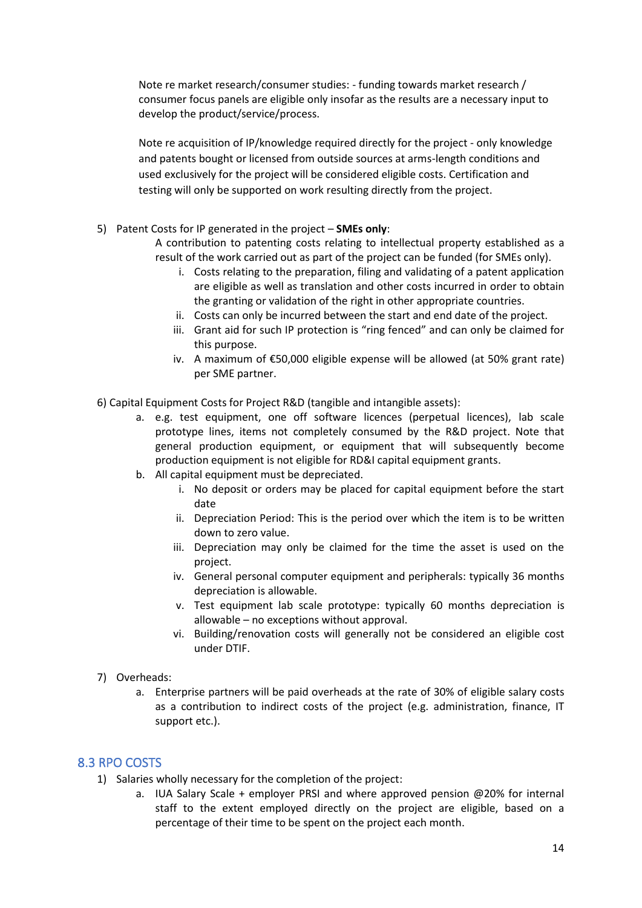Note re market research/consumer studies: - funding towards market research / consumer focus panels are eligible only insofar as the results are a necessary input to develop the product/service/process.

Note re acquisition of IP/knowledge required directly for the project - only knowledge and patents bought or licensed from outside sources at arms-length conditions and used exclusively for the project will be considered eligible costs. Certification and testing will only be supported on work resulting directly from the project.

5) Patent Costs for IP generated in the project – **SMEs only**:

   A contribution to patenting costs relating to intellectual property established as a result of the work carried out as part of the project can be funded (for SMEs only).

   i. Costs relating to the preparation, filing and validating of a patent application are eligible as well as translation and other costs incurred in order to obtain the granting or validation of the right in other appropriate countries.
   ii. Costs can only be incurred between the start and end date of the project.
   iii. Grant aid for such IP protection is "ring fenced" and can only be claimed for this purpose.
   iv. A maximum of €50,000 eligible expense will be allowed (at 50% grant rate) per SME partner.

6) Capital Equipment Costs for Project R&D (tangible and intangible assets):

   a. e.g. test equipment, one off software licences (perpetual licences), lab scale prototype lines, items not completely consumed by the R&D project. Note that general production equipment, or equipment that will subsequently become production equipment is not eligible for RD&I capital equipment grants.
   b. All capital equipment must be depreciated.
      i. No deposit or orders may be placed for capital equipment before the start date
      ii. Depreciation Period: This is the period over which the item is to be written down to zero value.
      iii. Depreciation may only be claimed for the time the asset is used on the project.
      iv. General personal computer equipment and peripherals: typically 36 months depreciation is allowable.
      v. Test equipment lab scale prototype: typically 60 months depreciation is allowable – no exceptions without approval.
      vi. Building/renovation costs will generally not be considered an eligible cost under DTIF.

7) Overheads:

   a. Enterprise partners will be paid overheads at the rate of 30% of eligible salary costs as a contribution to indirect costs of the project (e.g. administration, finance, IT support etc.).

## 8.3 RPO COSTS

1) Salaries wholly necessary for the completion of the project:

   a. IUA Salary Scale + employer PRSI and where approved pension @20% for internal staff to the extent employed directly on the project are eligible, based on a percentage of their time to be spent on the project each month.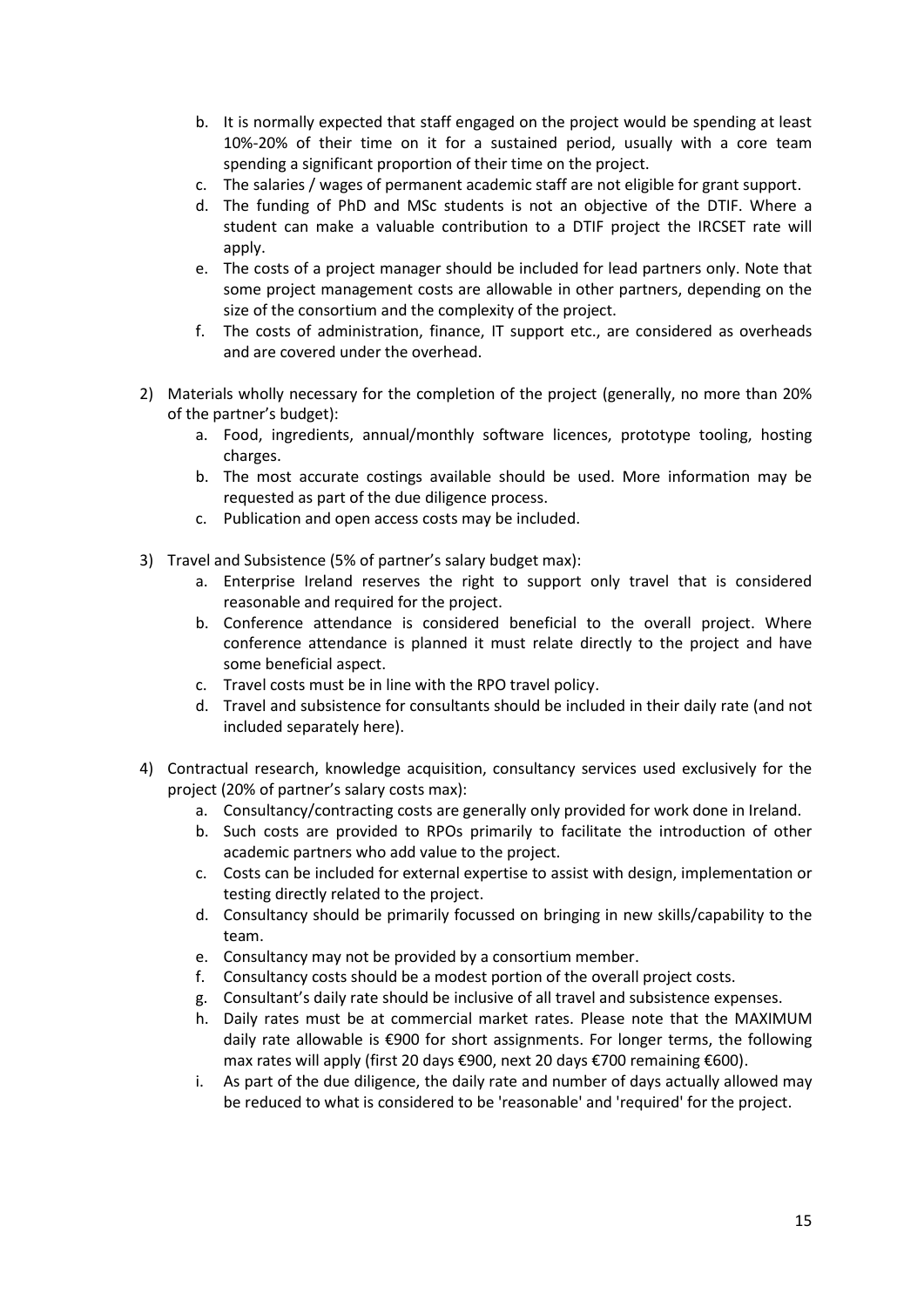b. It is normally expected that staff engaged on the project would be spending at least 10%-20% of their time on it for a sustained period, usually with a core team spending a significant proportion of their time on the project.
   c. The salaries / wages of permanent academic staff are not eligible for grant support.
   d. The funding of PhD and MSc students is not an objective of the DTIF. Where a student can make a valuable contribution to a DTIF project the IRCSET rate will apply.
   e. The costs of a project manager should be included for lead partners only. Note that some project management costs are allowable in other partners, depending on the size of the consortium and the complexity of the project.
   f. The costs of administration, finance, IT support etc., are considered as overheads and are covered under the overhead.

2) Materials wholly necessary for the completion of the project (generally, no more than 20% of the partner's budget):
   a. Food, ingredients, annual/monthly software licences, prototype tooling, hosting charges.
   b. The most accurate costings available should be used. More information may be requested as part of the due diligence process.
   c. Publication and open access costs may be included.

3) Travel and Subsistence (5% of partner's salary budget max):
   a. Enterprise Ireland reserves the right to support only travel that is considered reasonable and required for the project.
   b. Conference attendance is considered beneficial to the overall project. Where conference attendance is planned it must relate directly to the project and have some beneficial aspect.
   c. Travel costs must be in line with the RPO travel policy.
   d. Travel and subsistence for consultants should be included in their daily rate (and not included separately here).

4) Contractual research, knowledge acquisition, consultancy services used exclusively for the project (20% of partner's salary costs max):
   a. Consultancy/contracting costs are generally only provided for work done in Ireland.
   b. Such costs are provided to RPOs primarily to facilitate the introduction of other academic partners who add value to the project.
   c. Costs can be included for external expertise to assist with design, implementation or testing directly related to the project.
   d. Consultancy should be primarily focussed on bringing in new skills/capability to the team.
   e. Consultancy may not be provided by a consortium member.
   f. Consultancy costs should be a modest portion of the overall project costs.
   g. Consultant's daily rate should be inclusive of all travel and subsistence expenses.
   h. Daily rates must be at commercial market rates. Please note that the MAXIMUM daily rate allowable is €900 for short assignments. For longer terms, the following max rates will apply (first 20 days €900, next 20 days €700 remaining €600).
   i. As part of the due diligence, the daily rate and number of days actually allowed may be reduced to what is considered to be 'reasonable' and 'required' for the project.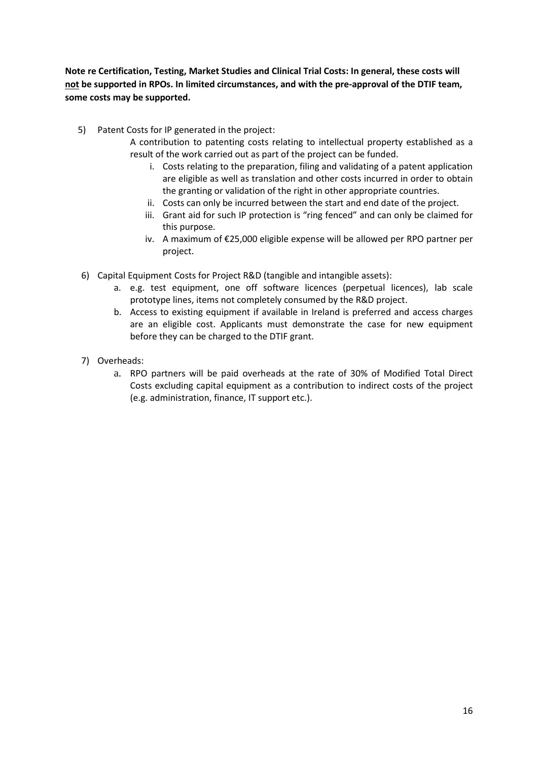**Note re Certification, Testing, Market Studies and Clinical Trial Costs: In general, these costs will <u>not</u> be supported in RPOs. In limited circumstances, and with the pre-approval of the DTIF team, some costs may be supported.**

5) Patent Costs for IP generated in the project:

   A contribution to patenting costs relating to intellectual property established as a result of the work carried out as part of the project can be funded.

   i. Costs relating to the preparation, filing and validating of a patent application are eligible as well as translation and other costs incurred in order to obtain the granting or validation of the right in other appropriate countries.
   ii. Costs can only be incurred between the start and end date of the project.
   iii. Grant aid for such IP protection is "ring fenced" and can only be claimed for this purpose.
   iv. A maximum of €25,000 eligible expense will be allowed per RPO partner per project.

6) Capital Equipment Costs for Project R&D (tangible and intangible assets):

   a. e.g. test equipment, one off software licences (perpetual licences), lab scale prototype lines, items not completely consumed by the R&D project.
   b. Access to existing equipment if available in Ireland is preferred and access charges are an eligible cost. Applicants must demonstrate the case for new equipment before they can be charged to the DTIF grant.

7) Overheads:

   a. RPO partners will be paid overheads at the rate of 30% of Modified Total Direct Costs excluding capital equipment as a contribution to indirect costs of the project (e.g. administration, finance, IT support etc.).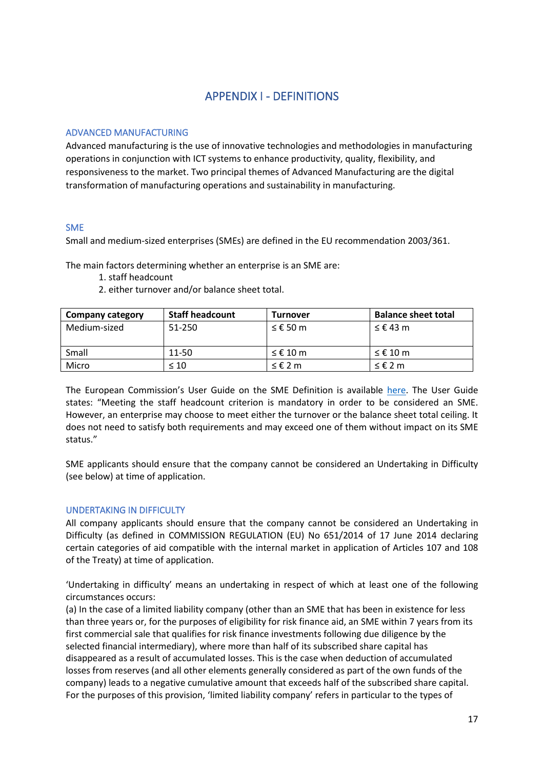# APPENDIX I - DEFINITIONS

## ADVANCED MANUFACTURING

Advanced manufacturing is the use of innovative technologies and methodologies in manufacturing operations in conjunction with ICT systems to enhance productivity, quality, flexibility, and responsiveness to the market. Two principal themes of Advanced Manufacturing are the digital transformation of manufacturing operations and sustainability in manufacturing.

## SME

Small and medium-sized enterprises (SMEs) are defined in the EU recommendation 2003/361.

The main factors determining whether an enterprise is an SME are:

1. staff headcount
2. either turnover and/or balance sheet total.

| **Company category** | **Staff headcount** | **Turnover** | **Balance sheet total** |
|---|---|---|---|
| Medium-sized | 51-250 | ≤ € 50 m | ≤ € 43 m |
| Small | 11-50 | ≤ € 10 m | ≤ € 10 m |
| Micro | ≤ 10 | ≤ € 2 m | ≤ € 2 m |

The European Commission's User Guide on the SME Definition is available here. The User Guide states: "Meeting the staff headcount criterion is mandatory in order to be considered an SME. However, an enterprise may choose to meet either the turnover or the balance sheet total ceiling. It does not need to satisfy both requirements and may exceed one of them without impact on its SME status."

SME applicants should ensure that the company cannot be considered an Undertaking in Difficulty (see below) at time of application.

## UNDERTAKING IN DIFFICULTY

All company applicants should ensure that the company cannot be considered an Undertaking in Difficulty (as defined in COMMISSION REGULATION (EU) No 651/2014 of 17 June 2014 declaring certain categories of aid compatible with the internal market in application of Articles 107 and 108 of the Treaty) at time of application.

'Undertaking in difficulty' means an undertaking in respect of which at least one of the following circumstances occurs:

(a) In the case of a limited liability company (other than an SME that has been in existence for less than three years or, for the purposes of eligibility for risk finance aid, an SME within 7 years from its first commercial sale that qualifies for risk finance investments following due diligence by the selected financial intermediary), where more than half of its subscribed share capital has disappeared as a result of accumulated losses. This is the case when deduction of accumulated losses from reserves (and all other elements generally considered as part of the own funds of the company) leads to a negative cumulative amount that exceeds half of the subscribed share capital. For the purposes of this provision, 'limited liability company' refers in particular to the types of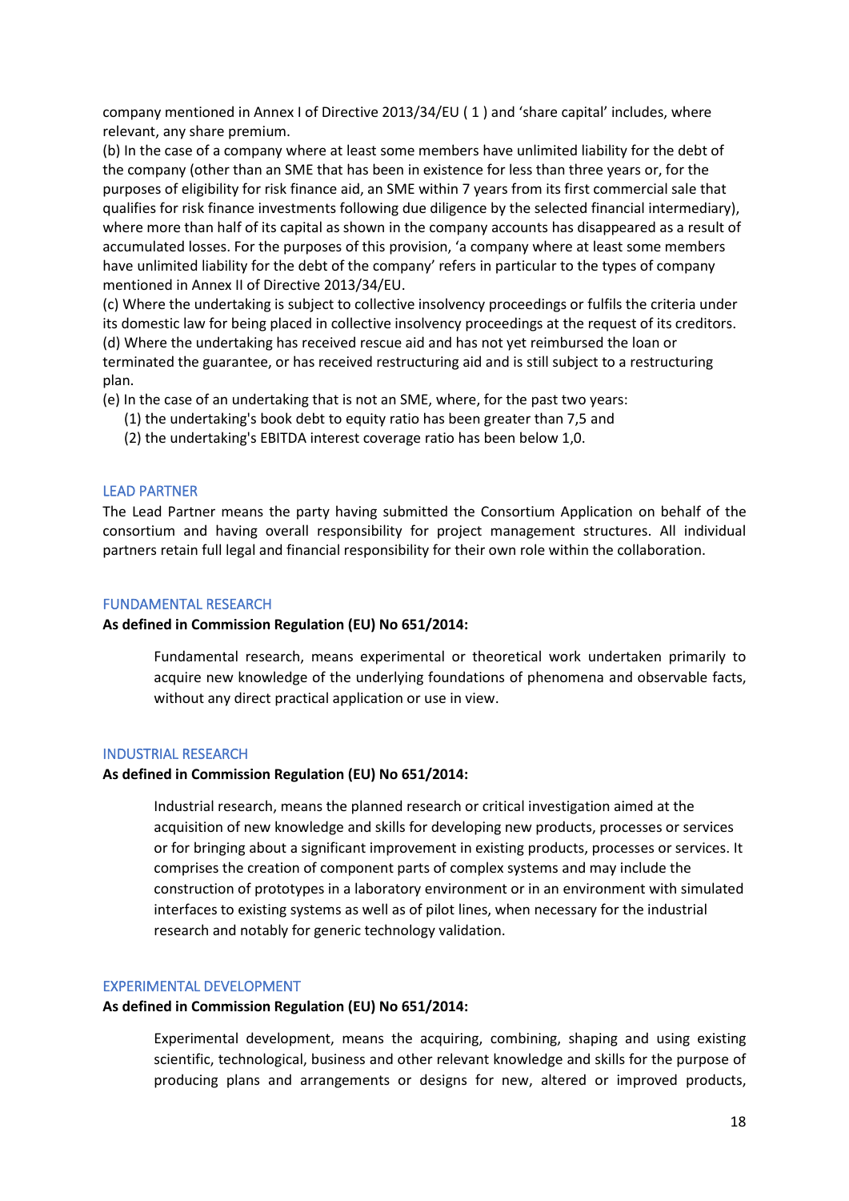company mentioned in Annex I of Directive 2013/34/EU ( 1 ) and 'share capital' includes, where relevant, any share premium.

(b) In the case of a company where at least some members have unlimited liability for the debt of the company (other than an SME that has been in existence for less than three years or, for the purposes of eligibility for risk finance aid, an SME within 7 years from its first commercial sale that qualifies for risk finance investments following due diligence by the selected financial intermediary), where more than half of its capital as shown in the company accounts has disappeared as a result of accumulated losses. For the purposes of this provision, 'a company where at least some members have unlimited liability for the debt of the company' refers in particular to the types of company mentioned in Annex II of Directive 2013/34/EU.

(c) Where the undertaking is subject to collective insolvency proceedings or fulfils the criteria under its domestic law for being placed in collective insolvency proceedings at the request of its creditors.

(d) Where the undertaking has received rescue aid and has not yet reimbursed the loan or terminated the guarantee, or has received restructuring aid and is still subject to a restructuring plan.

(e) In the case of an undertaking that is not an SME, where, for the past two years:

(1) the undertaking's book debt to equity ratio has been greater than 7,5 and

(2) the undertaking's EBITDA interest coverage ratio has been below 1,0.

## LEAD PARTNER

The Lead Partner means the party having submitted the Consortium Application on behalf of the consortium and having overall responsibility for project management structures. All individual partners retain full legal and financial responsibility for their own role within the collaboration.

## FUNDAMENTAL RESEARCH

**As defined in Commission Regulation (EU) No 651/2014:**

> Fundamental research, means experimental or theoretical work undertaken primarily to acquire new knowledge of the underlying foundations of phenomena and observable facts, without any direct practical application or use in view.

## INDUSTRIAL RESEARCH

**As defined in Commission Regulation (EU) No 651/2014:**

> Industrial research, means the planned research or critical investigation aimed at the acquisition of new knowledge and skills for developing new products, processes or services or for bringing about a significant improvement in existing products, processes or services. It comprises the creation of component parts of complex systems and may include the construction of prototypes in a laboratory environment or in an environment with simulated interfaces to existing systems as well as of pilot lines, when necessary for the industrial research and notably for generic technology validation.

## EXPERIMENTAL DEVELOPMENT

**As defined in Commission Regulation (EU) No 651/2014:**

> Experimental development, means the acquiring, combining, shaping and using existing scientific, technological, business and other relevant knowledge and skills for the purpose of producing plans and arrangements or designs for new, altered or improved products,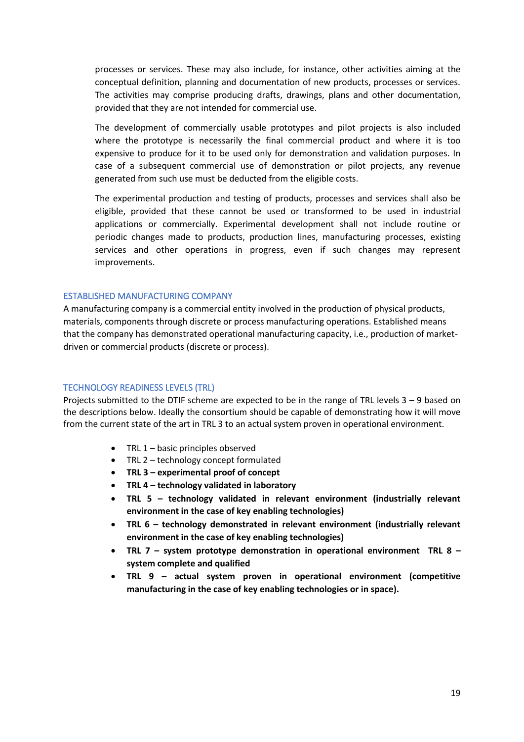processes or services. These may also include, for instance, other activities aiming at the conceptual definition, planning and documentation of new products, processes or services. The activities may comprise producing drafts, drawings, plans and other documentation, provided that they are not intended for commercial use.

The development of commercially usable prototypes and pilot projects is also included where the prototype is necessarily the final commercial product and where it is too expensive to produce for it to be used only for demonstration and validation purposes. In case of a subsequent commercial use of demonstration or pilot projects, any revenue generated from such use must be deducted from the eligible costs.

The experimental production and testing of products, processes and services shall also be eligible, provided that these cannot be used or transformed to be used in industrial applications or commercially. Experimental development shall not include routine or periodic changes made to products, production lines, manufacturing processes, existing services and other operations in progress, even if such changes may represent improvements.

## ESTABLISHED MANUFACTURING COMPANY

A manufacturing company is a commercial entity involved in the production of physical products, materials, components through discrete or process manufacturing operations. Established means that the company has demonstrated operational manufacturing capacity, i.e., production of market-driven or commercial products (discrete or process).

## TECHNOLOGY READINESS LEVELS (TRL)

Projects submitted to the DTIF scheme are expected to be in the range of TRL levels 3 – 9 based on the descriptions below. Ideally the consortium should be capable of demonstrating how it will move from the current state of the art in TRL 3 to an actual system proven in operational environment.

- TRL 1 – basic principles observed
- TRL 2 – technology concept formulated
- **TRL 3 – experimental proof of concept**
- **TRL 4 – technology validated in laboratory**
- **TRL 5 – technology validated in relevant environment (industrially relevant environment in the case of key enabling technologies)**
- **TRL 6 – technology demonstrated in relevant environment (industrially relevant environment in the case of key enabling technologies)**
- **TRL 7 – system prototype demonstration in operational environment TRL 8 – system complete and qualified**
- **TRL 9 – actual system proven in operational environment (competitive manufacturing in the case of key enabling technologies or in space).**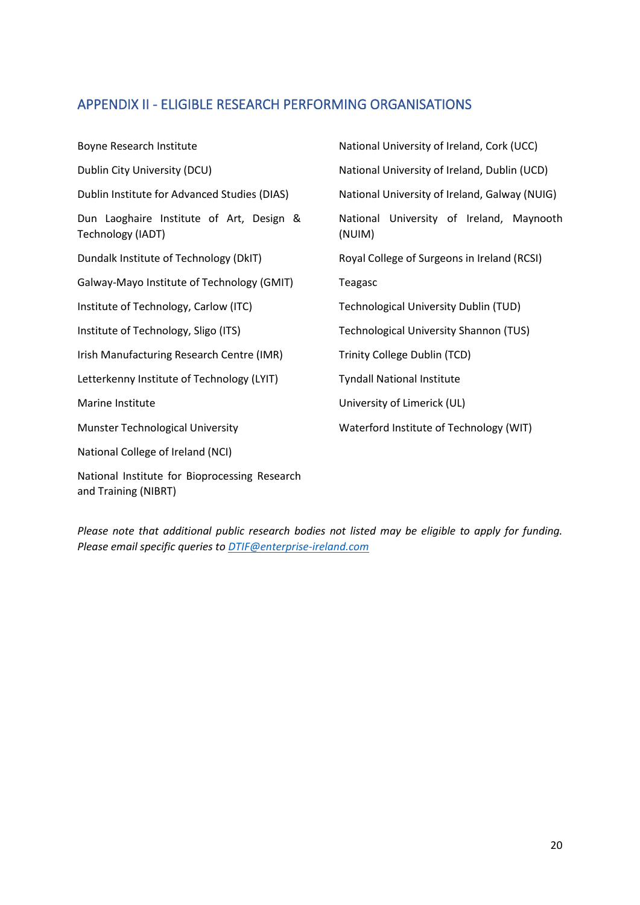## APPENDIX II - ELIGIBLE RESEARCH PERFORMING ORGANISATIONS

Boyne Research Institute

Dublin City University (DCU)

Dublin Institute for Advanced Studies (DIAS)

Dun Laoghaire Institute of Art, Design & Technology (IADT)

Dundalk Institute of Technology (DkIT)

Galway-Mayo Institute of Technology (GMIT)

Institute of Technology, Carlow (ITC)

Institute of Technology, Sligo (ITS)

Irish Manufacturing Research Centre (IMR)

Letterkenny Institute of Technology (LYIT)

Marine Institute

Munster Technological University

National College of Ireland (NCI)

National Institute for Bioprocessing Research and Training (NIBRT)

National University of Ireland, Cork (UCC)

National University of Ireland, Dublin (UCD)

National University of Ireland, Galway (NUIG)

National University of Ireland, Maynooth (NUIM)

Royal College of Surgeons in Ireland (RCSI)

Teagasc

Technological University Dublin (TUD)

Technological University Shannon (TUS)

Trinity College Dublin (TCD)

Tyndall National Institute

University of Limerick (UL)

Waterford Institute of Technology (WIT)

*Please note that additional public research bodies not listed may be eligible to apply for funding. Please email specific queries to [DTIF@enterprise-ireland.com](mailto:DTIF@enterprise-ireland.com)*